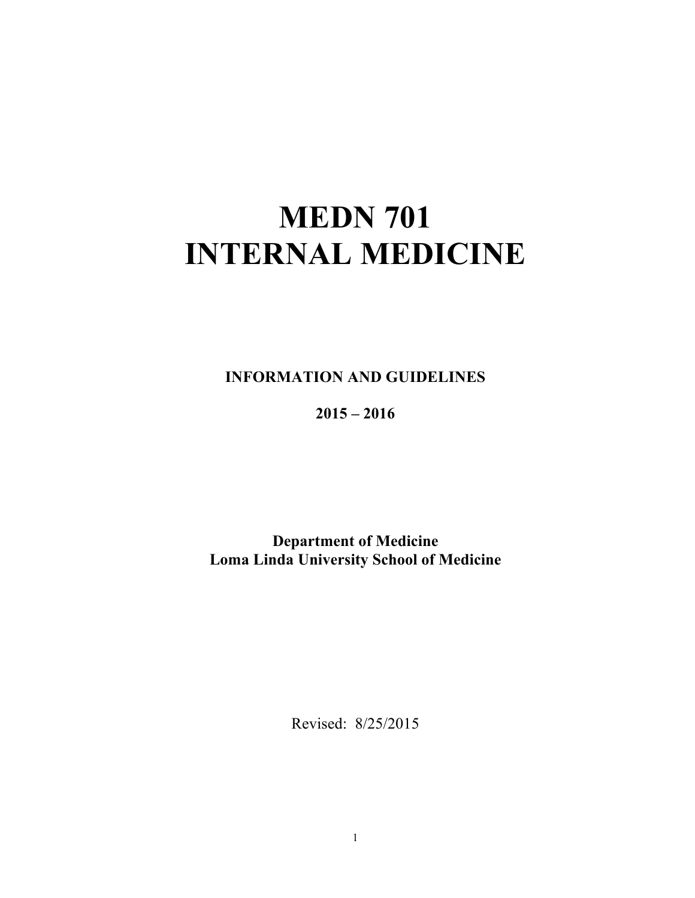# MEDN 701
# INTERNAL MEDICINE

**INFORMATION AND GUIDELINES**

**2015 – 2016**

**Department of Medicine**
**Loma Linda University School of Medicine**

Revised: 8/25/2015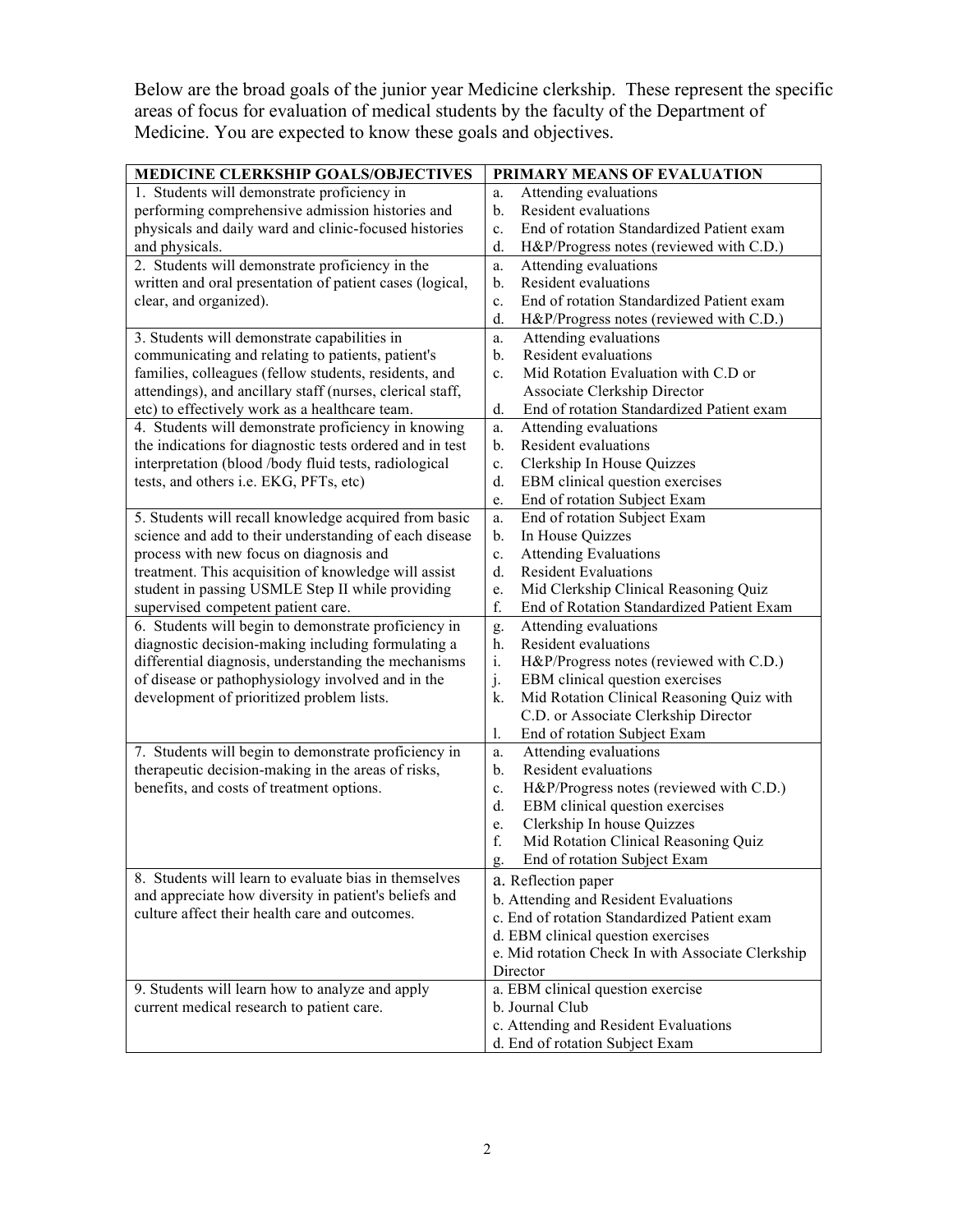Below are the broad goals of the junior year Medicine clerkship. These represent the specific areas of focus for evaluation of medical students by the faculty of the Department of Medicine. You are expected to know these goals and objectives.

| MEDICINE CLERKSHIP GOALS/OBJECTIVES | PRIMARY MEANS OF EVALUATION |
|---|---|
| 1. Students will demonstrate proficiency in performing comprehensive admission histories and physicals and daily ward and clinic-focused histories and physicals. | a. Attending evaluations<br>b. Resident evaluations<br>c. End of rotation Standardized Patient exam<br>d. H&P/Progress notes (reviewed with C.D.) |
| 2. Students will demonstrate proficiency in the written and oral presentation of patient cases (logical, clear, and organized). | a. Attending evaluations<br>b. Resident evaluations<br>c. End of rotation Standardized Patient exam<br>d. H&P/Progress notes (reviewed with C.D.) |
| 3. Students will demonstrate capabilities in communicating and relating to patients, patient's families, colleagues (fellow students, residents, and attendings), and ancillary staff (nurses, clerical staff, etc) to effectively work as a healthcare team. | a. Attending evaluations<br>b. Resident evaluations<br>c. Mid Rotation Evaluation with C.D or Associate Clerkship Director<br>d. End of rotation Standardized Patient exam |
| 4. Students will demonstrate proficiency in knowing the indications for diagnostic tests ordered and in test interpretation (blood /body fluid tests, radiological tests, and others i.e. EKG, PFTs, etc) | a. Attending evaluations<br>b. Resident evaluations<br>c. Clerkship In House Quizzes<br>d. EBM clinical question exercises<br>e. End of rotation Subject Exam |
| 5. Students will recall knowledge acquired from basic science and add to their understanding of each disease process with new focus on diagnosis and treatment. This acquisition of knowledge will assist student in passing USMLE Step II while providing supervised competent patient care. | a. End of rotation Subject Exam<br>b. In House Quizzes<br>c. Attending Evaluations<br>d. Resident Evaluations<br>e. Mid Clerkship Clinical Reasoning Quiz<br>f. End of Rotation Standardized Patient Exam |
| 6. Students will begin to demonstrate proficiency in diagnostic decision-making including formulating a differential diagnosis, understanding the mechanisms of disease or pathophysiology involved and in the development of prioritized problem lists. | g. Attending evaluations<br>h. Resident evaluations<br>i. H&P/Progress notes (reviewed with C.D.)<br>j. EBM clinical question exercises<br>k. Mid Rotation Clinical Reasoning Quiz with C.D. or Associate Clerkship Director<br>l. End of rotation Subject Exam |
| 7. Students will begin to demonstrate proficiency in therapeutic decision-making in the areas of risks, benefits, and costs of treatment options. | a. Attending evaluations<br>b. Resident evaluations<br>c. H&P/Progress notes (reviewed with C.D.)<br>d. EBM clinical question exercises<br>e. Clerkship In house Quizzes<br>f. Mid Rotation Clinical Reasoning Quiz<br>g. End of rotation Subject Exam |
| 8. Students will learn to evaluate bias in themselves and appreciate how diversity in patient's beliefs and culture affect their health care and outcomes. | a. Reflection paper<br>b. Attending and Resident Evaluations<br>c. End of rotation Standardized Patient exam<br>d. EBM clinical question exercises<br>e. Mid rotation Check In with Associate Clerkship Director |
| 9. Students will learn how to analyze and apply current medical research to patient care. | a. EBM clinical question exercise<br>b. Journal Club<br>c. Attending and Resident Evaluations<br>d. End of rotation Subject Exam |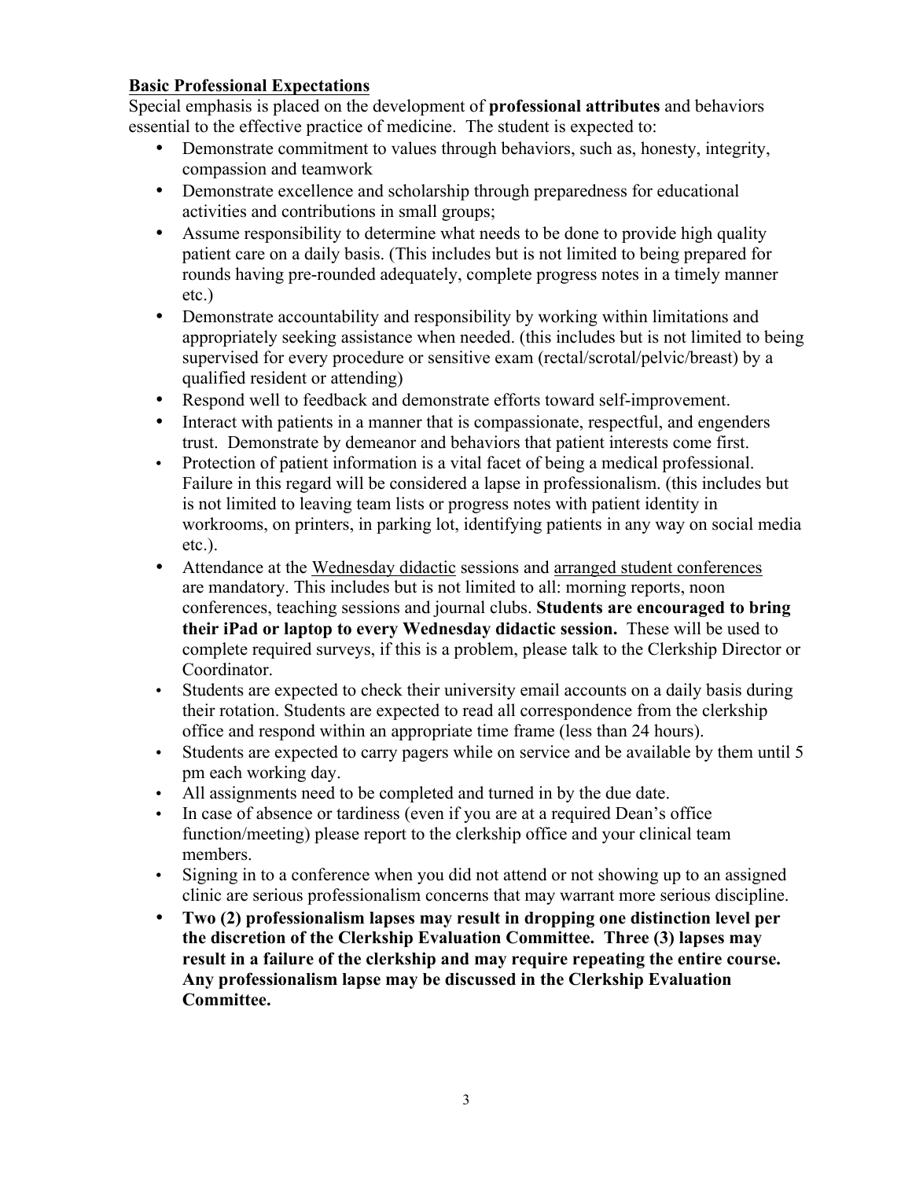## Basic Professional Expectations

Special emphasis is placed on the development of **professional attributes** and behaviors essential to the effective practice of medicine. The student is expected to:

- Demonstrate commitment to values through behaviors, such as, honesty, integrity, compassion and teamwork
- Demonstrate excellence and scholarship through preparedness for educational activities and contributions in small groups;
- Assume responsibility to determine what needs to be done to provide high quality patient care on a daily basis. (This includes but is not limited to being prepared for rounds having pre-rounded adequately, complete progress notes in a timely manner etc.)
- Demonstrate accountability and responsibility by working within limitations and appropriately seeking assistance when needed. (this includes but is not limited to being supervised for every procedure or sensitive exam (rectal/scrotal/pelvic/breast) by a qualified resident or attending)
- Respond well to feedback and demonstrate efforts toward self-improvement.
- Interact with patients in a manner that is compassionate, respectful, and engenders trust. Demonstrate by demeanor and behaviors that patient interests come first.
- Protection of patient information is a vital facet of being a medical professional. Failure in this regard will be considered a lapse in professionalism. (this includes but is not limited to leaving team lists or progress notes with patient identity in workrooms, on printers, in parking lot, identifying patients in any way on social media etc.).
- Attendance at the Wednesday didactic sessions and arranged student conferences are mandatory. This includes but is not limited to all: morning reports, noon conferences, teaching sessions and journal clubs. **Students are encouraged to bring their iPad or laptop to every Wednesday didactic session.** These will be used to complete required surveys, if this is a problem, please talk to the Clerkship Director or Coordinator.
- Students are expected to check their university email accounts on a daily basis during their rotation. Students are expected to read all correspondence from the clerkship office and respond within an appropriate time frame (less than 24 hours).
- Students are expected to carry pagers while on service and be available by them until 5 pm each working day.
- All assignments need to be completed and turned in by the due date.
- In case of absence or tardiness (even if you are at a required Dean's office function/meeting) please report to the clerkship office and your clinical team members.
- Signing in to a conference when you did not attend or not showing up to an assigned clinic are serious professionalism concerns that may warrant more serious discipline.
- **Two (2) professionalism lapses may result in dropping one distinction level per the discretion of the Clerkship Evaluation Committee. Three (3) lapses may result in a failure of the clerkship and may require repeating the entire course. Any professionalism lapse may be discussed in the Clerkship Evaluation Committee.**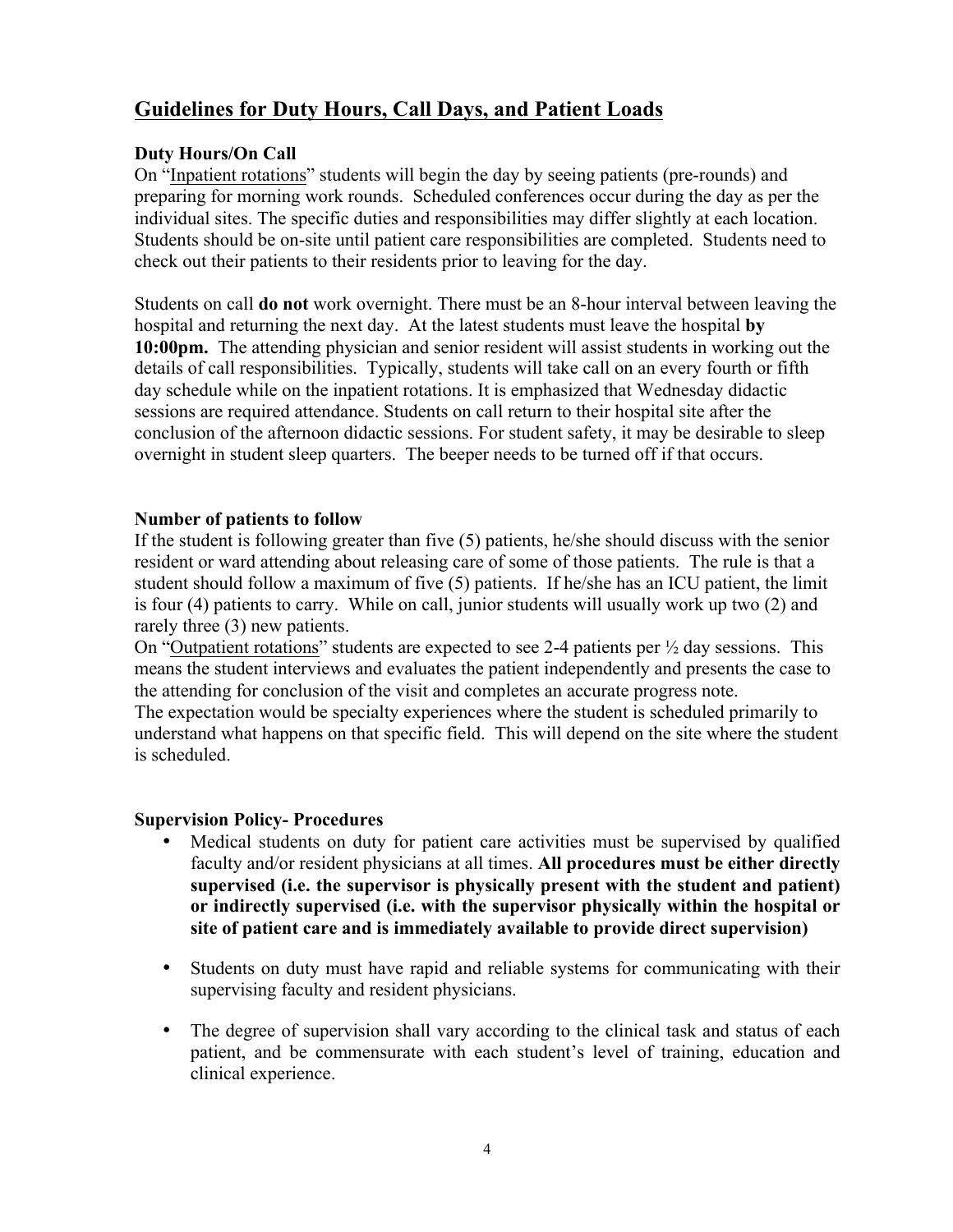## Guidelines for Duty Hours, Call Days, and Patient Loads

### Duty Hours/On Call

On "Inpatient rotations" students will begin the day by seeing patients (pre-rounds) and preparing for morning work rounds. Scheduled conferences occur during the day as per the individual sites. The specific duties and responsibilities may differ slightly at each location. Students should be on-site until patient care responsibilities are completed. Students need to check out their patients to their residents prior to leaving for the day.

Students on call **do not** work overnight. There must be an 8-hour interval between leaving the hospital and returning the next day. At the latest students must leave the hospital **by 10:00pm.** The attending physician and senior resident will assist students in working out the details of call responsibilities. Typically, students will take call on an every fourth or fifth day schedule while on the inpatient rotations. It is emphasized that Wednesday didactic sessions are required attendance. Students on call return to their hospital site after the conclusion of the afternoon didactic sessions. For student safety, it may be desirable to sleep overnight in student sleep quarters. The beeper needs to be turned off if that occurs.

### Number of patients to follow

If the student is following greater than five (5) patients, he/she should discuss with the senior resident or ward attending about releasing care of some of those patients. The rule is that a student should follow a maximum of five (5) patients. If he/she has an ICU patient, the limit is four (4) patients to carry. While on call, junior students will usually work up two (2) and rarely three (3) new patients.

On "Outpatient rotations" students are expected to see 2-4 patients per ½ day sessions. This means the student interviews and evaluates the patient independently and presents the case to the attending for conclusion of the visit and completes an accurate progress note.

The expectation would be specialty experiences where the student is scheduled primarily to understand what happens on that specific field. This will depend on the site where the student is scheduled.

### Supervision Policy- Procedures

- Medical students on duty for patient care activities must be supervised by qualified faculty and/or resident physicians at all times. **All procedures must be either directly supervised (i.e. the supervisor is physically present with the student and patient) or indirectly supervised (i.e. with the supervisor physically within the hospital or site of patient care and is immediately available to provide direct supervision)**
- Students on duty must have rapid and reliable systems for communicating with their supervising faculty and resident physicians.
- The degree of supervision shall vary according to the clinical task and status of each patient, and be commensurate with each student's level of training, education and clinical experience.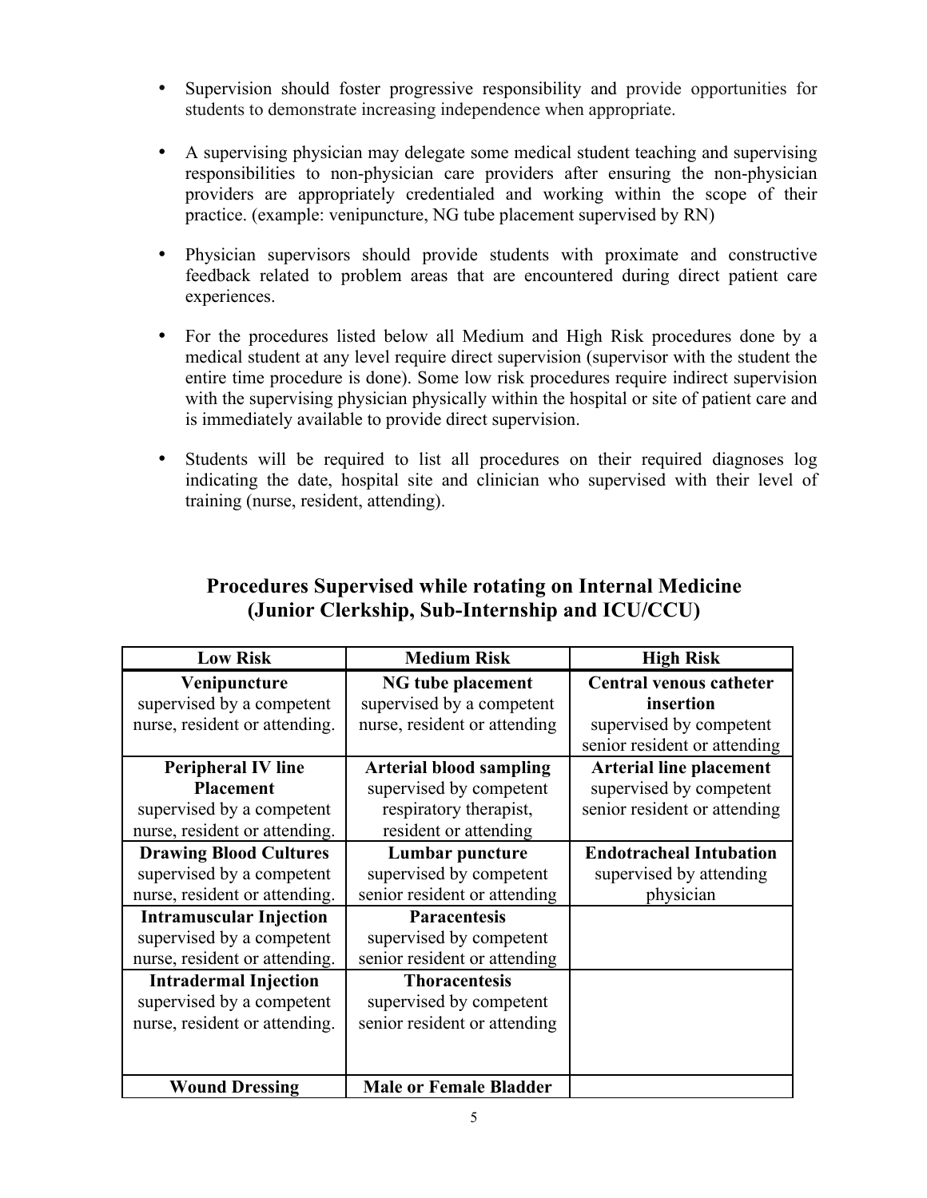- Supervision should foster progressive responsibility and provide opportunities for students to demonstrate increasing independence when appropriate.

- A supervising physician may delegate some medical student teaching and supervising responsibilities to non-physician care providers after ensuring the non-physician providers are appropriately credentialed and working within the scope of their practice. (example: venipuncture, NG tube placement supervised by RN)

- Physician supervisors should provide students with proximate and constructive feedback related to problem areas that are encountered during direct patient care experiences.

- For the procedures listed below all Medium and High Risk procedures done by a medical student at any level require direct supervision (supervisor with the student the entire time procedure is done). Some low risk procedures require indirect supervision with the supervising physician physically within the hospital or site of patient care and is immediately available to provide direct supervision.

- Students will be required to list all procedures on their required diagnoses log indicating the date, hospital site and clinician who supervised with their level of training (nurse, resident, attending).

## Procedures Supervised while rotating on Internal Medicine (Junior Clerkship, Sub-Internship and ICU/CCU)

| Low Risk | Medium Risk | High Risk |
|---|---|---|
| **Venipuncture** supervised by a competent nurse, resident or attending. | **NG tube placement** supervised by a competent nurse, resident or attending | **Central venous catheter insertion** supervised by competent senior resident or attending |
| **Peripheral IV line Placement** supervised by a competent nurse, resident or attending. | **Arterial blood sampling** supervised by competent respiratory therapist, resident or attending | **Arterial line placement** supervised by competent senior resident or attending |
| **Drawing Blood Cultures** supervised by a competent nurse, resident or attending. | **Lumbar puncture** supervised by competent senior resident or attending | **Endotracheal Intubation** supervised by attending physician |
| **Intramuscular Injection** supervised by a competent nurse, resident or attending. | **Paracentesis** supervised by competent senior resident or attending | |
| **Intradermal Injection** supervised by a competent nurse, resident or attending. | **Thoracentesis** supervised by competent senior resident or attending | |
| **Wound Dressing** | **Male or Female Bladder** | |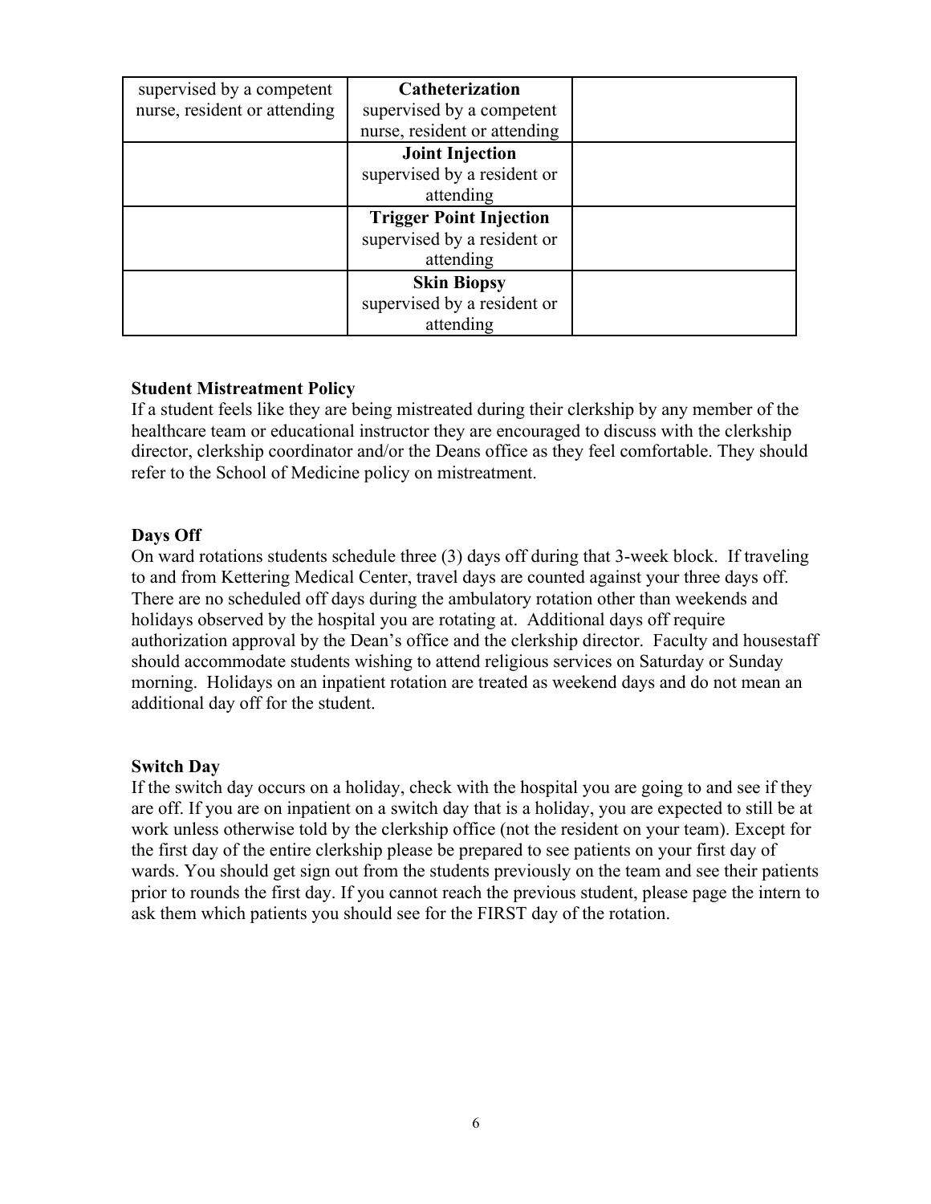| | | |
|---|---|---|
| supervised by a competent nurse, resident or attending | **Catheterization** supervised by a competent nurse, resident or attending | |
| | **Joint Injection** supervised by a resident or attending | |
| | **Trigger Point Injection** supervised by a resident or attending | |
| | **Skin Biopsy** supervised by a resident or attending | |

**Student Mistreatment Policy**
If a student feels like they are being mistreated during their clerkship by any member of the healthcare team or educational instructor they are encouraged to discuss with the clerkship director, clerkship coordinator and/or the Deans office as they feel comfortable. They should refer to the School of Medicine policy on mistreatment.

**Days Off**
On ward rotations students schedule three (3) days off during that 3-week block. If traveling to and from Kettering Medical Center, travel days are counted against your three days off. There are no scheduled off days during the ambulatory rotation other than weekends and holidays observed by the hospital you are rotating at. Additional days off require authorization approval by the Dean's office and the clerkship director. Faculty and housestaff should accommodate students wishing to attend religious services on Saturday or Sunday morning. Holidays on an inpatient rotation are treated as weekend days and do not mean an additional day off for the student.

**Switch Day**
If the switch day occurs on a holiday, check with the hospital you are going to and see if they are off. If you are on inpatient on a switch day that is a holiday, you are expected to still be at work unless otherwise told by the clerkship office (not the resident on your team). Except for the first day of the entire clerkship please be prepared to see patients on your first day of wards. You should get sign out from the students previously on the team and see their patients prior to rounds the first day. If you cannot reach the previous student, please page the intern to ask them which patients you should see for the FIRST day of the rotation.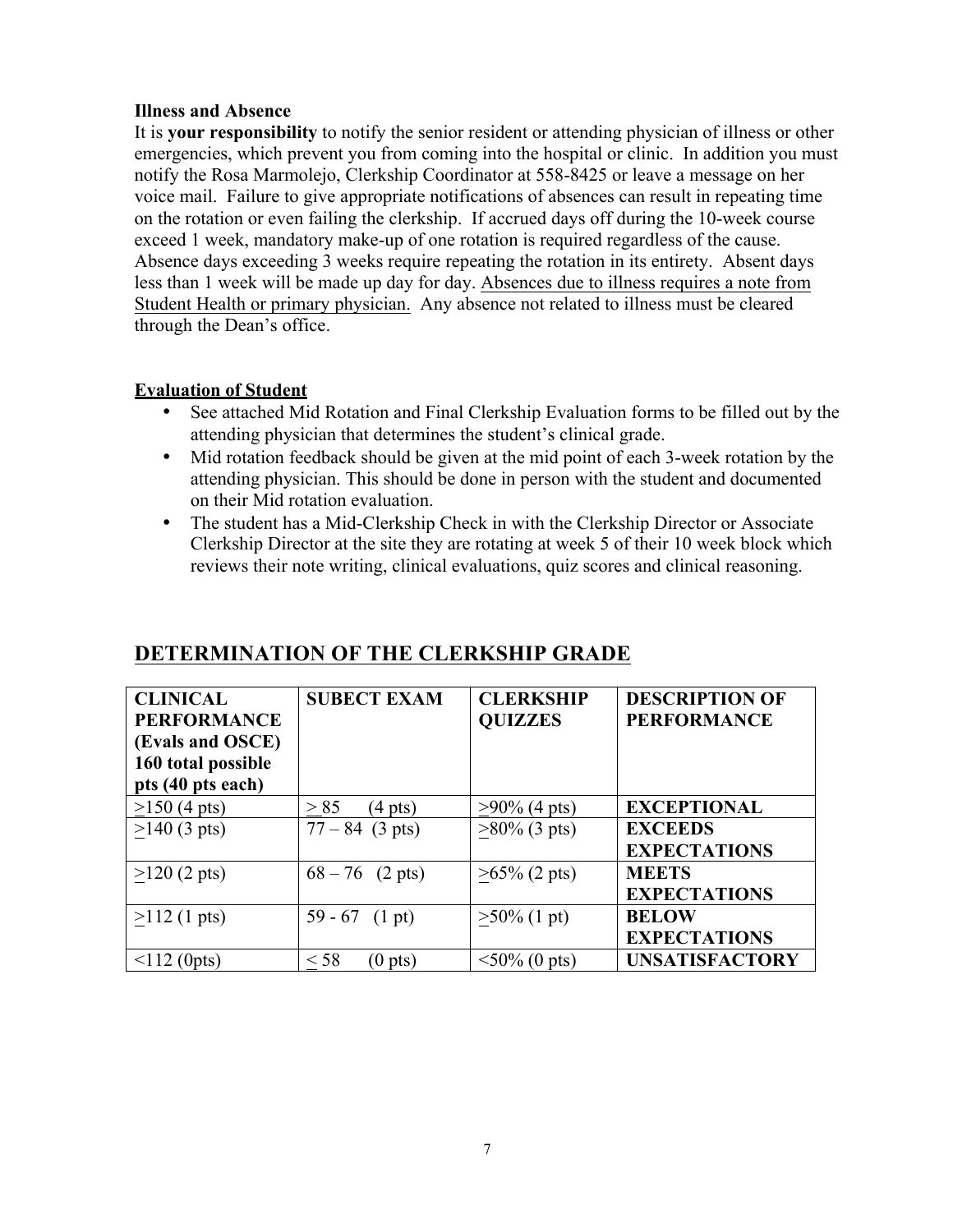**Illness and Absence**

It is **your responsibility** to notify the senior resident or attending physician of illness or other emergencies, which prevent you from coming into the hospital or clinic. In addition you must notify the Rosa Marmolejo, Clerkship Coordinator at 558-8425 or leave a message on her voice mail. Failure to give appropriate notifications of absences can result in repeating time on the rotation or even failing the clerkship. If accrued days off during the 10-week course exceed 1 week, mandatory make-up of one rotation is required regardless of the cause. Absence days exceeding 3 weeks require repeating the rotation in its entirety. Absent days less than 1 week will be made up day for day. Absences due to illness requires a note from Student Health or primary physician. Any absence not related to illness must be cleared through the Dean's office.

**Evaluation of Student**

- See attached Mid Rotation and Final Clerkship Evaluation forms to be filled out by the attending physician that determines the student's clinical grade.
- Mid rotation feedback should be given at the mid point of each 3-week rotation by the attending physician. This should be done in person with the student and documented on their Mid rotation evaluation.
- The student has a Mid-Clerkship Check in with the Clerkship Director or Associate Clerkship Director at the site they are rotating at week 5 of their 10 week block which reviews their note writing, clinical evaluations, quiz scores and clinical reasoning.

## DETERMINATION OF THE CLERKSHIP GRADE

| CLINICAL PERFORMANCE (Evals and OSCE) 160 total possible pts (40 pts each) | SUBECT EXAM | CLERKSHIP QUIZZES | DESCRIPTION OF PERFORMANCE |
|---|---|---|---|
| ≥150 (4 pts) | ≥ 85 (4 pts) | ≥90% (4 pts) | **EXCEPTIONAL** |
| ≥140 (3 pts) | 77 – 84 (3 pts) | ≥80% (3 pts) | **EXCEEDS EXPECTATIONS** |
| ≥120 (2 pts) | 68 – 76 (2 pts) | ≥65% (2 pts) | **MEETS EXPECTATIONS** |
| ≥112 (1 pts) | 59 - 67 (1 pt) | ≥50% (1 pt) | **BELOW EXPECTATIONS** |
| <112 (0pts) | ≤ 58 (0 pts) | <50% (0 pts) | **UNSATISFACTORY** |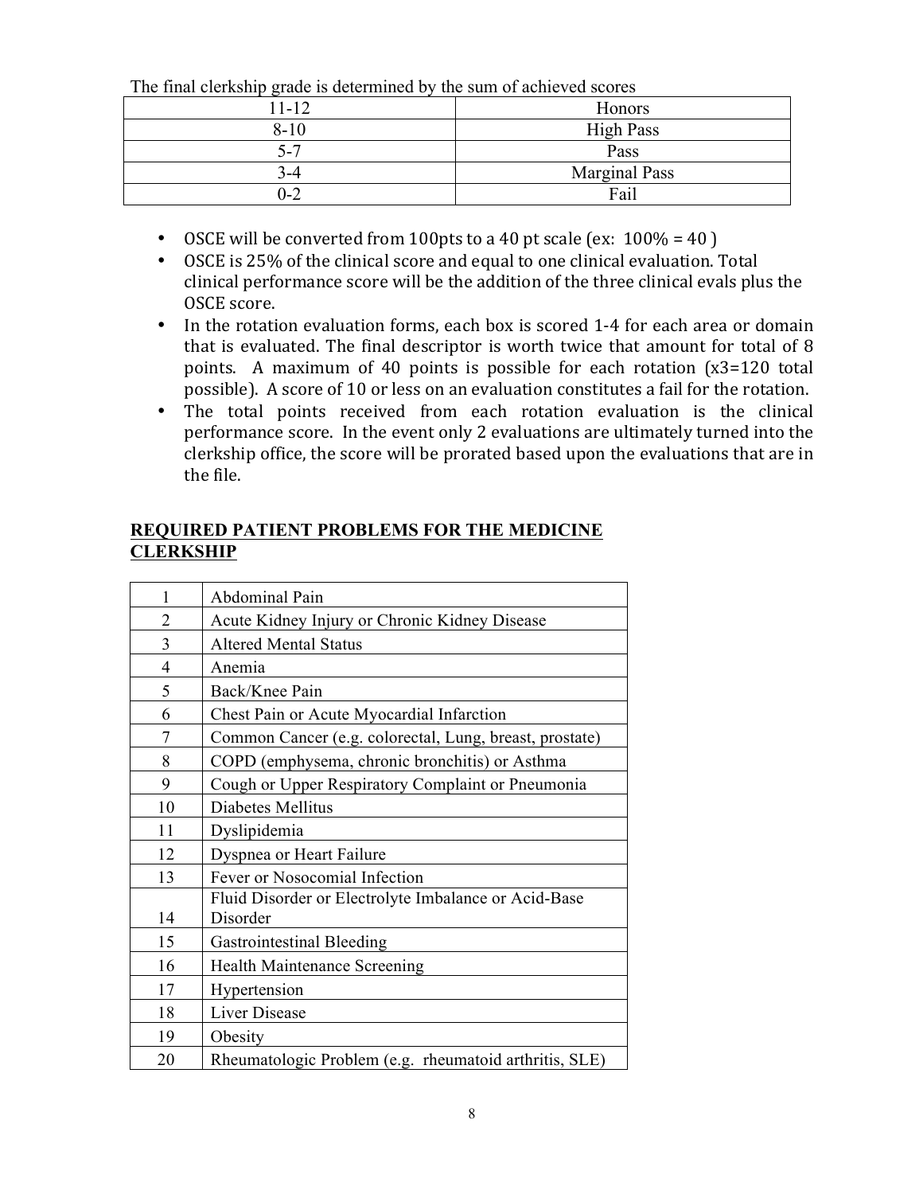The final clerkship grade is determined by the sum of achieved scores

| | |
|---|---|
| 11-12 | Honors |
| 8-10 | High Pass |
| 5-7 | Pass |
| 3-4 | Marginal Pass |
| 0-2 | Fail |

- OSCE will be converted from 100pts to a 40 pt scale (ex: 100% = 40 )
- OSCE is 25% of the clinical score and equal to one clinical evaluation. Total clinical performance score will be the addition of the three clinical evals plus the OSCE score.
- In the rotation evaluation forms, each box is scored 1-4 for each area or domain that is evaluated. The final descriptor is worth twice that amount for total of 8 points. A maximum of 40 points is possible for each rotation (x3=120 total possible). A score of 10 or less on an evaluation constitutes a fail for the rotation.
- The total points received from each rotation evaluation is the clinical performance score. In the event only 2 evaluations are ultimately turned into the clerkship office, the score will be prorated based upon the evaluations that are in the file.

## REQUIRED PATIENT PROBLEMS FOR THE MEDICINE CLERKSHIP

| | |
|---|---|
| 1 | Abdominal Pain |
| 2 | Acute Kidney Injury or Chronic Kidney Disease |
| 3 | Altered Mental Status |
| 4 | Anemia |
| 5 | Back/Knee Pain |
| 6 | Chest Pain or Acute Myocardial Infarction |
| 7 | Common Cancer (e.g. colorectal, Lung, breast, prostate) |
| 8 | COPD (emphysema, chronic bronchitis) or Asthma |
| 9 | Cough or Upper Respiratory Complaint or Pneumonia |
| 10 | Diabetes Mellitus |
| 11 | Dyslipidemia |
| 12 | Dyspnea or Heart Failure |
| 13 | Fever or Nosocomial Infection |
| 14 | Fluid Disorder or Electrolyte Imbalance or Acid-Base Disorder |
| 15 | Gastrointestinal Bleeding |
| 16 | Health Maintenance Screening |
| 17 | Hypertension |
| 18 | Liver Disease |
| 19 | Obesity |
| 20 | Rheumatologic Problem (e.g. rheumatoid arthritis, SLE) |